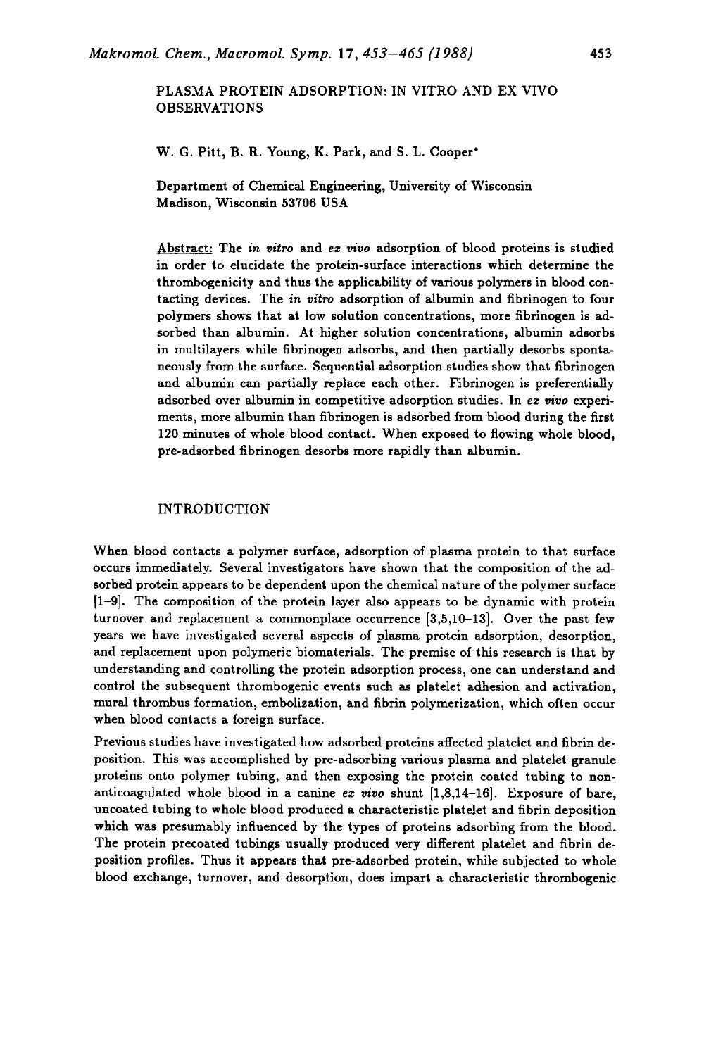# PLASMA PROTEIN ADSORPTION: IN VITRO AND EX VIVO OBSERVATIONS

W. G. Pitt, B. R. Young, K. Park, and S. L. Cooper*

Department of Chemical Engineering, University of Wisconsin
Madison, Wisconsin 53706 USA

Abstract: The *in vitro* and *ex vivo* adsorption of blood proteins is studied in order to elucidate the protein-surface interactions which determine the thrombogenicity and thus the applicability of various polymers in blood contacting devices. The *in vitro* adsorption of albumin and fibrinogen to four polymers shows that at low solution concentrations, more fibrinogen is adsorbed than albumin. At higher solution concentrations, albumin adsorbs in multilayers while fibrinogen adsorbs, and then partially desorbs spontaneously from the surface. Sequential adsorption studies show that fibrinogen and albumin can partially replace each other. Fibrinogen is preferentially adsorbed over albumin in competitive adsorption studies. In *ex vivo* experiments, more albumin than fibrinogen is adsorbed from blood during the first 120 minutes of whole blood contact. When exposed to flowing whole blood, pre-adsorbed fibrinogen desorbs more rapidly than albumin.

## INTRODUCTION

When blood contacts a polymer surface, adsorption of plasma protein to that surface occurs immediately. Several investigators have shown that the composition of the adsorbed protein appears to be dependent upon the chemical nature of the polymer surface [1–9]. The composition of the protein layer also appears to be dynamic with protein turnover and replacement a commonplace occurrence [3,5,10–13]. Over the past few years we have investigated several aspects of plasma protein adsorption, desorption, and replacement upon polymeric biomaterials. The premise of this research is that by understanding and controlling the protein adsorption process, one can understand and control the subsequent thrombogenic events such as platelet adhesion and activation, mural thrombus formation, embolization, and fibrin polymerization, which often occur when blood contacts a foreign surface.

Previous studies have investigated how adsorbed proteins affected platelet and fibrin deposition. This was accomplished by pre-adsorbing various plasma and platelet granule proteins onto polymer tubing, and then exposing the protein coated tubing to non-anticoagulated whole blood in a canine *ex vivo* shunt [1,8,14–16]. Exposure of bare, uncoated tubing to whole blood produced a characteristic platelet and fibrin deposition which was presumably influenced by the types of proteins adsorbing from the blood. The protein precoated tubings usually produced very different platelet and fibrin deposition profiles. Thus it appears that pre-adsorbed protein, while subjected to whole blood exchange, turnover, and desorption, does impart a characteristic thrombogenic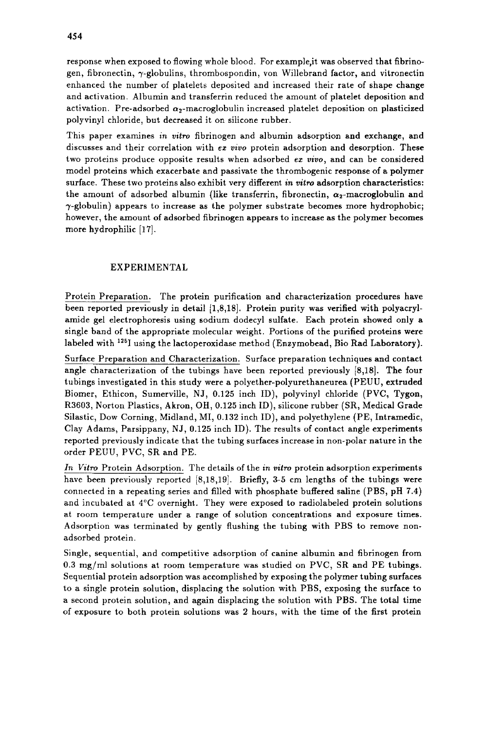response when exposed to flowing whole blood. For example,it was observed that fibrinogen, fibronectin, $\gamma$-globulins, thrombospondin, von Willebrand factor, and vitronectin enhanced the number of platelets deposited and increased their rate of shape change and activation. Albumin and transferrin reduced the amount of platelet deposition and activation. Pre-adsorbed $\alpha_2$-macroglobulin increased platelet deposition on plasticized polyvinyl chloride, but decreased it on silicone rubber.

This paper examines *in vitro* fibrinogen and albumin adsorption and exchange, and discusses and their correlation with *ex vivo* protein adsorption and desorption. These two proteins produce opposite results when adsorbed *ex vivo*, and can be considered model proteins which exacerbate and passivate the thrombogenic response of a polymer surface. These two proteins also exhibit very different *in vitro* adsorption characteristics: the amount of adsorbed albumin (like transferrin, fibronectin, $\alpha_2$-macroglobulin and $\gamma$-globulin) appears to increase as the polymer substrate becomes more hydrophobic; however, the amount of adsorbed fibrinogen appears to increase as the polymer becomes more hydrophilic [17].

## EXPERIMENTAL

Protein Preparation. The protein purification and characterization procedures have been reported previously in detail [1,8,18]. Protein purity was verified with polyacrylamide gel electrophoresis using sodium dodecyl sulfate. Each protein showed only a single band of the appropriate molecular weight. Portions of the purified proteins were labeled with $^{125}I$ using the lactoperoxidase method (Enzymobead, Bio Rad Laboratory).

Surface Preparation and Characterization. Surface preparation techniques and contact angle characterization of the tubings have been reported previously [8,18]. The four tubings investigated in this study were a polyether-polyurethaneurea (PEUU, extruded Biomer, Ethicon, Sumerville, NJ, 0.125 inch ID), polyvinyl chloride (PVC, Tygon, R3603, Norton Plastics, Akron, OH, 0.125 inch ID), silicone rubber (SR, Medical Grade Silastic, Dow Corning, Midland, MI, 0.132 inch ID), and polyethylene (PE, Intramedic, Clay Adams, Parsippany, NJ, 0.125 inch ID). The results of contact angle experiments reported previously indicate that the tubing surfaces increase in non-polar nature in the order PEUU, PVC, SR and PE.

*In Vitro* Protein Adsorption. The details of the *in vitro* protein adsorption experiments have been previously reported [8,18,19]. Briefly, 3-5 cm lengths of the tubings were connected in a repeating series and filled with phosphate buffered saline (PBS, pH 7.4) and incubated at 4°C overnight. They were exposed to radiolabeled protein solutions at room temperature under a range of solution concentrations and exposure times. Adsorption was terminated by gently flushing the tubing with PBS to remove non-adsorbed protein.

Single, sequential, and competitive adsorption of canine albumin and fibrinogen from 0.3 mg/ml solutions at room temperature was studied on PVC, SR and PE tubings. Sequential protein adsorption was accomplished by exposing the polymer tubing surfaces to a single protein solution, displacing the solution with PBS, exposing the surface to a second protein solution, and again displacing the solution with PBS. The total time of exposure to both protein solutions was 2 hours, with the time of the first protein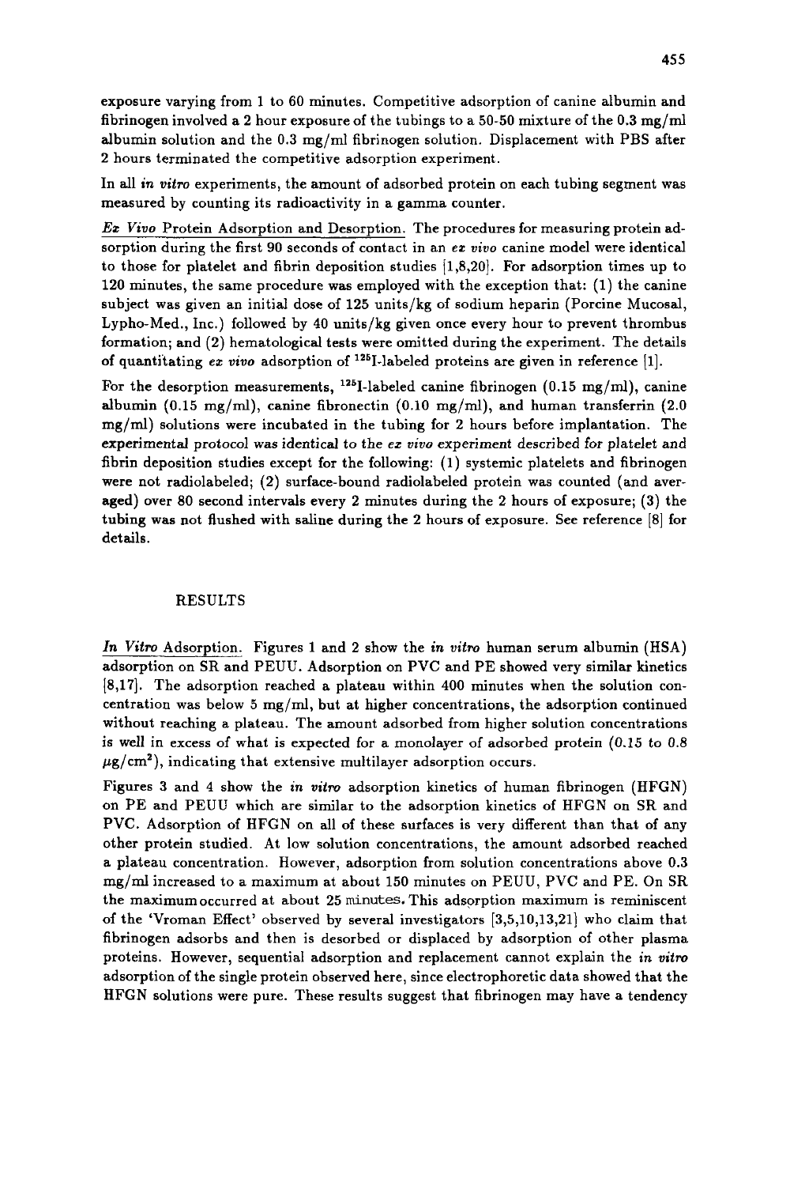exposure varying from 1 to 60 minutes. Competitive adsorption of canine albumin and fibrinogen involved a 2 hour exposure of the tubings to a 50-50 mixture of the 0.3 mg/ml albumin solution and the 0.3 mg/ml fibrinogen solution. Displacement with PBS after 2 hours terminated the competitive adsorption experiment.

In all *in vitro* experiments, the amount of adsorbed protein on each tubing segment was measured by counting its radioactivity in a gamma counter.

*Ex Vivo* Protein Adsorption and Desorption. The procedures for measuring protein adsorption during the first 90 seconds of contact in an *ex vivo* canine model were identical to those for platelet and fibrin deposition studies [1,8,20]. For adsorption times up to 120 minutes, the same procedure was employed with the exception that: (1) the canine subject was given an initial dose of 125 units/kg of sodium heparin (Porcine Mucosal, Lypho-Med., Inc.) followed by 40 units/kg given once every hour to prevent thrombus formation; and (2) hematological tests were omitted during the experiment. The details of quantitating *ex vivo* adsorption of $^{125}$I-labeled proteins are given in reference [1].

For the desorption measurements, $^{125}$I-labeled canine fibrinogen (0.15 mg/ml), canine albumin (0.15 mg/ml), canine fibronectin (0.10 mg/ml), and human transferrin (2.0 mg/ml) solutions were incubated in the tubing for 2 hours before implantation. The experimental protocol was identical to the *ex vivo* experiment described for platelet and fibrin deposition studies except for the following: (1) systemic platelets and fibrinogen were not radiolabeled; (2) surface-bound radiolabeled protein was counted (and averaged) over 80 second intervals every 2 minutes during the 2 hours of exposure; (3) the tubing was not flushed with saline during the 2 hours of exposure. See reference [8] for details.

## RESULTS

*In Vitro* Adsorption. Figures 1 and 2 show the *in vitro* human serum albumin (HSA) adsorption on SR and PEUU. Adsorption on PVC and PE showed very similar kinetics [8,17]. The adsorption reached a plateau within 400 minutes when the solution concentration was below 5 mg/ml, but at higher concentrations, the adsorption continued without reaching a plateau. The amount adsorbed from higher solution concentrations is well in excess of what is expected for a monolayer of adsorbed protein (0.15 to 0.8 $\mu g/cm^2$), indicating that extensive multilayer adsorption occurs.

Figures 3 and 4 show the *in vitro* adsorption kinetics of human fibrinogen (HFGN) on PE and PEUU which are similar to the adsorption kinetics of HFGN on SR and PVC. Adsorption of HFGN on all of these surfaces is very different than that of any other protein studied. At low solution concentrations, the amount adsorbed reached a plateau concentration. However, adsorption from solution concentrations above 0.3 mg/ml increased to a maximum at about 150 minutes on PEUU, PVC and PE. On SR the maximum occurred at about 25 minutes. This adsorption maximum is reminiscent of the 'Vroman Effect' observed by several investigators [3,5,10,13,21] who claim that fibrinogen adsorbs and then is desorbed or displaced by adsorption of other plasma proteins. However, sequential adsorption and replacement cannot explain the *in vitro* adsorption of the single protein observed here, since electrophoretic data showed that the HFGN solutions were pure. These results suggest that fibrinogen may have a tendency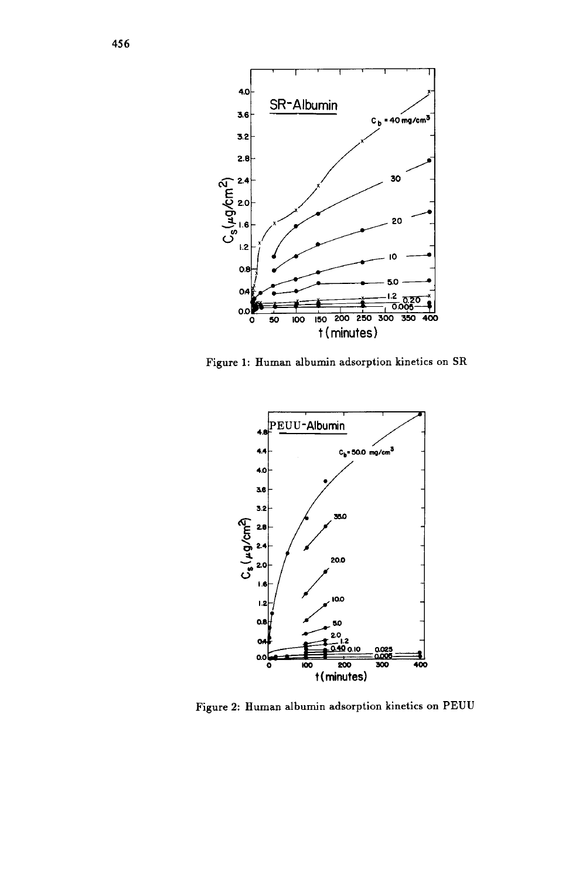Figure 1: Human albumin adsorption kinetics on SR

Figure 2: Human albumin adsorption kinetics on PEUU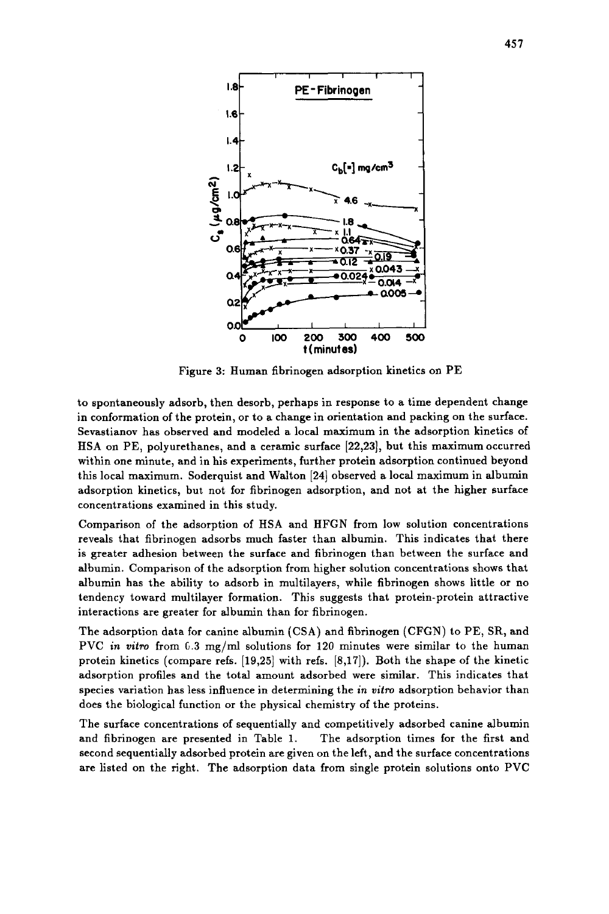Figure 3: Human fibrinogen adsorption kinetics on PE

to spontaneously adsorb, then desorb, perhaps in response to a time dependent change in conformation of the protein, or to a change in orientation and packing on the surface. Sevastianov has observed and modeled a local maximum in the adsorption kinetics of HSA on PE, polyurethanes, and a ceramic surface [22,23], but this maximum occurred within one minute, and in his experiments, further protein adsorption continued beyond this local maximum. Soderquist and Walton [24] observed a local maximum in albumin adsorption kinetics, but not for fibrinogen adsorption, and not at the higher surface concentrations examined in this study.

Comparison of the adsorption of HSA and HFGN from low solution concentrations reveals that fibrinogen adsorbs much faster than albumin. This indicates that there is greater adhesion between the surface and fibrinogen than between the surface and albumin. Comparison of the adsorption from higher solution concentrations shows that albumin has the ability to adsorb in multilayers, while fibrinogen shows little or no tendency toward multilayer formation. This suggests that protein-protein attractive interactions are greater for albumin than for fibrinogen.

The adsorption data for canine albumin (CSA) and fibrinogen (CFGN) to PE, SR, and PVC *in vitro* from 0.3 mg/ml solutions for 120 minutes were similar to the human protein kinetics (compare refs. [19,25] with refs. [8,17]). Both the shape of the kinetic adsorption profiles and the total amount adsorbed were similar. This indicates that species variation has less influence in determining the *in vitro* adsorption behavior than does the biological function or the physical chemistry of the proteins.

The surface concentrations of sequentially and competitively adsorbed canine albumin and fibrinogen are presented in Table 1. The adsorption times for the first and second sequentially adsorbed protein are given on the left, and the surface concentrations are listed on the right. The adsorption data from single protein solutions onto PVC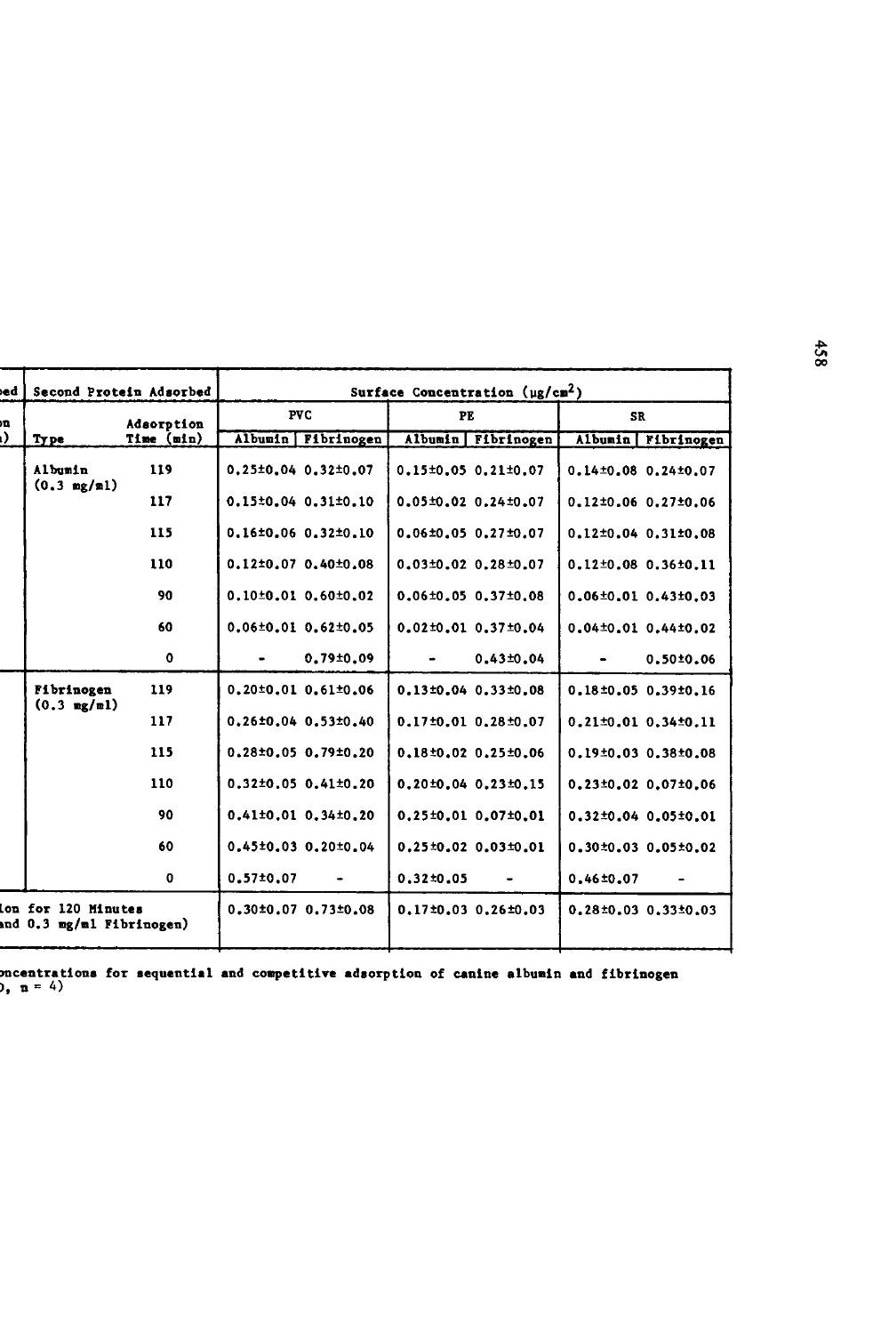| ...ed | Second Protein Adsorbed | | Surface Concentration (μg/cm²) | | | | | |
|---|---|---|---|---|---|---|---|---|
| ...n | | Adsorption | PVC | | PE | | SR | |
| ...) | Type | Time (min) | Albumin | Fibrinogen | Albumin | Fibrinogen | Albumin | Fibrinogen |
| | Albumin (0.3 mg/ml) | 119 | 0.25±0.04 | 0.32±0.07 | 0.15±0.05 | 0.21±0.07 | 0.14±0.08 | 0.24±0.07 |
| | | 117 | 0.15±0.04 | 0.31±0.10 | 0.05±0.02 | 0.24±0.07 | 0.12±0.06 | 0.27±0.06 |
| | | 115 | 0.16±0.06 | 0.32±0.10 | 0.06±0.05 | 0.27±0.07 | 0.12±0.04 | 0.31±0.08 |
| | | 110 | 0.12±0.07 | 0.40±0.08 | 0.03±0.02 | 0.28±0.07 | 0.12±0.08 | 0.36±0.11 |
| | | 90 | 0.10±0.01 | 0.60±0.02 | 0.06±0.05 | 0.37±0.08 | 0.06±0.01 | 0.43±0.03 |
| | | 60 | 0.06±0.01 | 0.62±0.05 | 0.02±0.01 | 0.37±0.04 | 0.04±0.01 | 0.44±0.02 |
| | | 0 | - | 0.79±0.09 | - | 0.43±0.04 | - | 0.50±0.06 |
| | Fibrinogen (0.3 mg/ml) | 119 | 0.20±0.01 | 0.61±0.06 | 0.13±0.04 | 0.33±0.08 | 0.18±0.05 | 0.39±0.16 |
| | | 117 | 0.26±0.04 | 0.53±0.40 | 0.17±0.01 | 0.28±0.07 | 0.21±0.01 | 0.34±0.11 |
| | | 115 | 0.28±0.05 | 0.79±0.20 | 0.18±0.02 | 0.25±0.06 | 0.19±0.03 | 0.38±0.08 |
| | | 110 | 0.32±0.05 | 0.41±0.20 | 0.20±0.04 | 0.23±0.15 | 0.23±0.02 | 0.07±0.06 |
| | | 90 | 0.41±0.01 | 0.34±0.20 | 0.25±0.01 | 0.07±0.01 | 0.32±0.04 | 0.05±0.01 |
| | | 60 | 0.45±0.03 | 0.20±0.04 | 0.25±0.02 | 0.03±0.01 | 0.30±0.03 | 0.05±0.02 |
| | | 0 | 0.57±0.07 | - | 0.32±0.05 | - | 0.46±0.07 | - |
| ...ion for 120 Minutes ...and 0.3 mg/ml Fibrinogen) | | | 0.30±0.07 | 0.73±0.08 | 0.17±0.03 | 0.26±0.03 | 0.28±0.03 | 0.33±0.03 |

...oncentrations for sequential and competitive adsorption of canine albumin and fibrinogen ...), n = 4)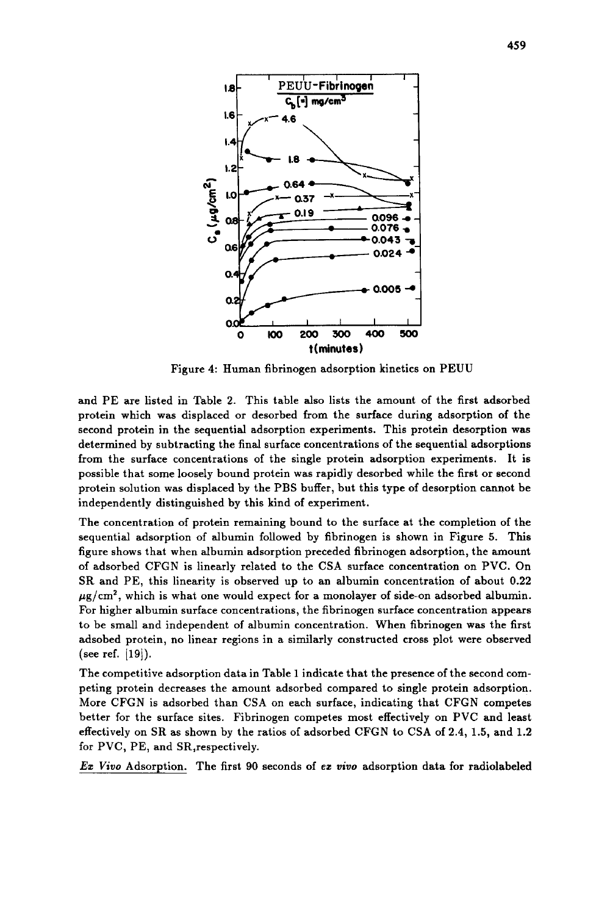Figure 4: Human fibrinogen adsorption kinetics on PEUU

and PE are listed in Table 2. This table also lists the amount of the first adsorbed protein which was displaced or desorbed from the surface during adsorption of the second protein in the sequential adsorption experiments. This protein desorption was determined by subtracting the final surface concentrations of the sequential adsorptions from the surface concentrations of the single protein adsorption experiments. It is possible that some loosely bound protein was rapidly desorbed while the first or second protein solution was displaced by the PBS buffer, but this type of desorption cannot be independently distinguished by this kind of experiment.

The concentration of protein remaining bound to the surface at the completion of the sequential adsorption of albumin followed by fibrinogen is shown in Figure 5. This figure shows that when albumin adsorption preceded fibrinogen adsorption, the amount of adsorbed CFGN is linearly related to the CSA surface concentration on PVC. On SR and PE, this linearity is observed up to an albumin concentration of about 0.22 $\mu g/cm^2$, which is what one would expect for a monolayer of side-on adsorbed albumin. For higher albumin surface concentrations, the fibrinogen surface concentration appears to be small and independent of albumin concentration. When fibrinogen was the first adsobed protein, no linear regions in a similarly constructed cross plot were observed (see ref. [19]).

The competitive adsorption data in Table 1 indicate that the presence of the second competing protein decreases the amount adsorbed compared to single protein adsorption. More CFGN is adsorbed than CSA on each surface, indicating that CFGN competes better for the surface sites. Fibrinogen competes most effectively on PVC and least effectively on SR as shown by the ratios of adsorbed CFGN to CSA of 2.4, 1.5, and 1.2 for PVC, PE, and SR,respectively.

*Ex Vivo* Adsorption. The first 90 seconds of *ex vivo* adsorption data for radiolabeled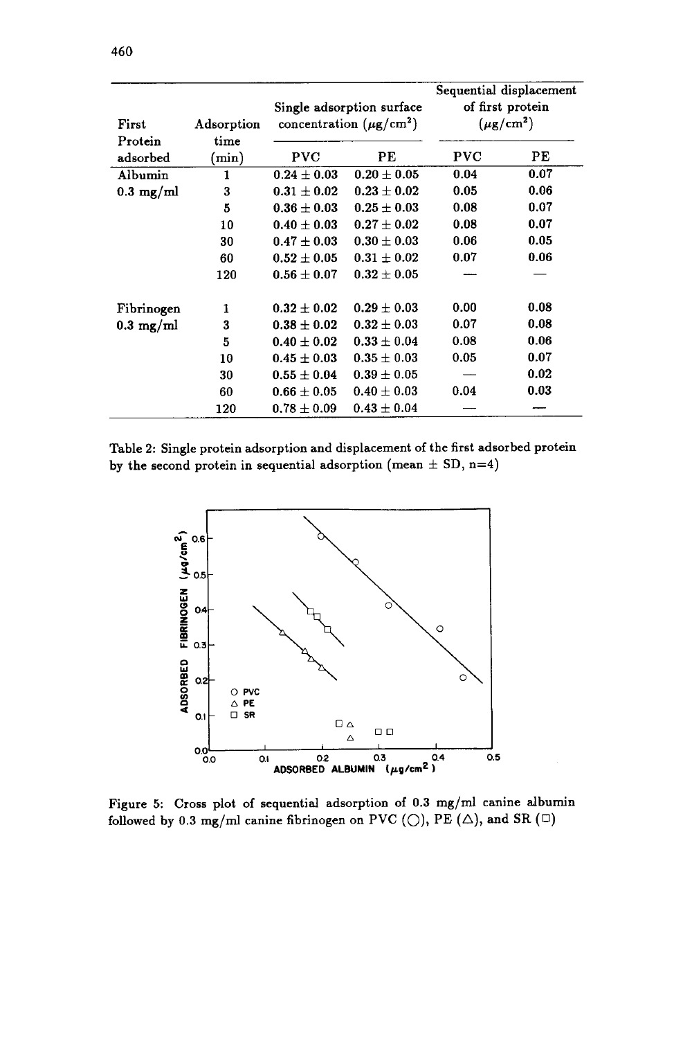| First Protein adsorbed | Adsorption time (min) | Single adsorption surface concentration ($\mu g/cm^2$) | | Sequential displacement of first protein ($\mu g/cm^2$) | |
|---|---|---|---|---|---|
| | | PVC | PE | PVC | PE |
| Albumin 0.3 mg/ml | 1 | $0.24 \pm 0.03$ | $0.20 \pm 0.05$ | 0.04 | 0.07 |
| | 3 | $0.31 \pm 0.02$ | $0.23 \pm 0.02$ | 0.05 | 0.06 |
| | 5 | $0.36 \pm 0.03$ | $0.25 \pm 0.03$ | 0.08 | 0.07 |
| | 10 | $0.40 \pm 0.03$ | $0.27 \pm 0.02$ | 0.08 | 0.07 |
| | 30 | $0.47 \pm 0.03$ | $0.30 \pm 0.03$ | 0.06 | 0.05 |
| | 60 | $0.52 \pm 0.05$ | $0.31 \pm 0.02$ | 0.07 | 0.06 |
| | 120 | $0.56 \pm 0.07$ | $0.32 \pm 0.05$ | — | — |
| Fibrinogen 0.3 mg/ml | 1 | $0.32 \pm 0.02$ | $0.29 \pm 0.03$ | 0.00 | 0.08 |
| | 3 | $0.38 \pm 0.02$ | $0.32 \pm 0.03$ | 0.07 | 0.08 |
| | 5 | $0.40 \pm 0.02$ | $0.33 \pm 0.04$ | 0.08 | 0.06 |
| | 10 | $0.45 \pm 0.03$ | $0.35 \pm 0.03$ | 0.05 | 0.07 |
| | 30 | $0.55 \pm 0.04$ | $0.39 \pm 0.05$ | — | 0.02 |
| | 60 | $0.66 \pm 0.05$ | $0.40 \pm 0.03$ | 0.04 | 0.03 |
| | 120 | $0.78 \pm 0.09$ | $0.43 \pm 0.04$ | — | — |

Table 2: Single protein adsorption and displacement of the first adsorbed protein by the second protein in sequential adsorption (mean ± SD, n=4)

Figure 5: Cross plot of sequential adsorption of 0.3 mg/ml canine albumin followed by 0.3 mg/ml canine fibrinogen on PVC (○), PE (△), and SR (□)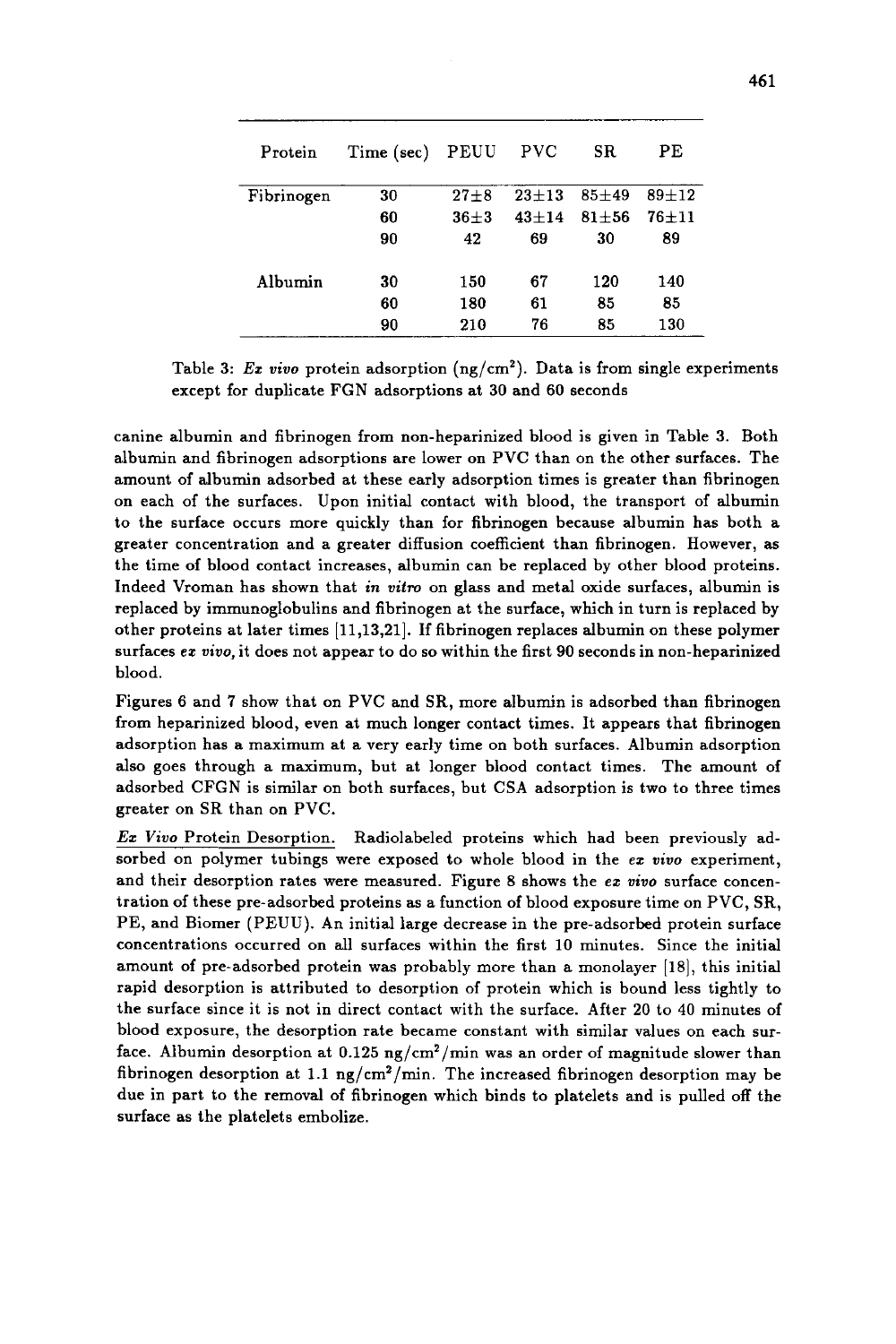| Protein | Time (sec) | PEUU | PVC | SR | PE |
|---|---|---|---|---|---|
| Fibrinogen | 30 | 27±8 | 23±13 | 85±49 | 89±12 |
| | 60 | 36±3 | 43±14 | 81±56 | 76±11 |
| | 90 | 42 | 69 | 30 | 89 |
| Albumin | 30 | 150 | 67 | 120 | 140 |
| | 60 | 180 | 61 | 85 | 85 |
| | 90 | 210 | 76 | 85 | 130 |

Table 3: *Ex vivo* protein adsorption (ng/cm$^2$). Data is from single experiments except for duplicate FGN adsorptions at 30 and 60 seconds

canine albumin and fibrinogen from non-heparinized blood is given in Table 3. Both albumin and fibrinogen adsorptions are lower on PVC than on the other surfaces. The amount of albumin adsorbed at these early adsorption times is greater than fibrinogen on each of the surfaces. Upon initial contact with blood, the transport of albumin to the surface occurs more quickly than for fibrinogen because albumin has both a greater concentration and a greater diffusion coefficient than fibrinogen. However, as the time of blood contact increases, albumin can be replaced by other blood proteins. Indeed Vroman has shown that *in vitro* on glass and metal oxide surfaces, albumin is replaced by immunoglobulins and fibrinogen at the surface, which in turn is replaced by other proteins at later times [11,13,21]. If fibrinogen replaces albumin on these polymer surfaces *ex vivo*, it does not appear to do so within the first 90 seconds in non-heparinized blood.

Figures 6 and 7 show that on PVC and SR, more albumin is adsorbed than fibrinogen from heparinized blood, even at much longer contact times. It appears that fibrinogen adsorption has a maximum at a very early time on both surfaces. Albumin adsorption also goes through a maximum, but at longer blood contact times. The amount of adsorbed CFGN is similar on both surfaces, but CSA adsorption is two to three times greater on SR than on PVC.

*Ex Vivo* Protein Desorption. Radiolabeled proteins which had been previously adsorbed on polymer tubings were exposed to whole blood in the *ex vivo* experiment, and their desorption rates were measured. Figure 8 shows the *ex vivo* surface concentration of these pre-adsorbed proteins as a function of blood exposure time on PVC, SR, PE, and Biomer (PEUU). An initial large decrease in the pre-adsorbed protein surface concentrations occurred on all surfaces within the first 10 minutes. Since the initial amount of pre-adsorbed protein was probably more than a monolayer [18], this initial rapid desorption is attributed to desorption of protein which is bound less tightly to the surface since it is not in direct contact with the surface. After 20 to 40 minutes of blood exposure, the desorption rate became constant with similar values on each surface. Albumin desorption at 0.125 ng/cm$^2$/min was an order of magnitude slower than fibrinogen desorption at 1.1 ng/cm$^2$/min. The increased fibrinogen desorption may be due in part to the removal of fibrinogen which binds to platelets and is pulled off the surface as the platelets embolize.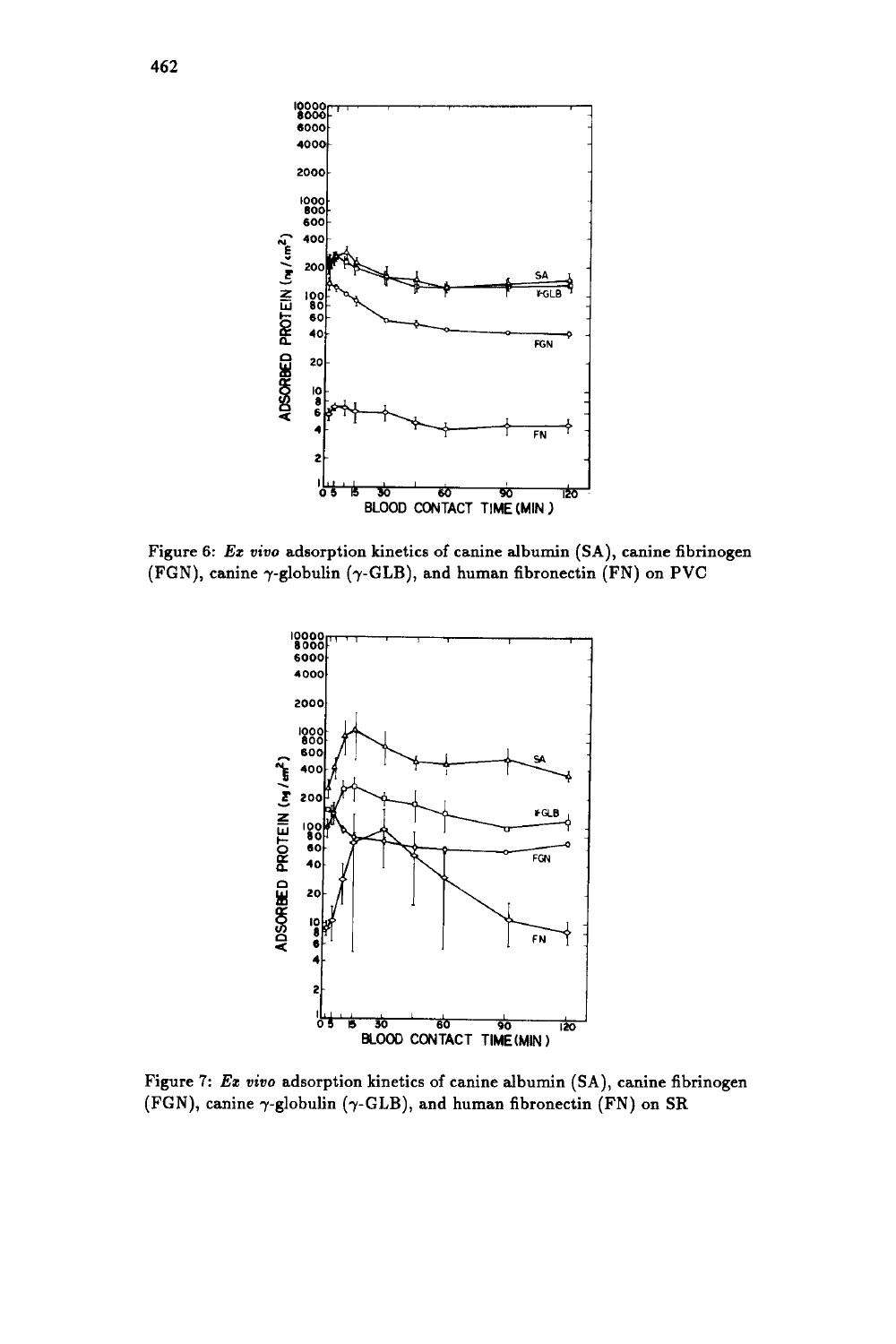Figure 6: *Ex vivo* adsorption kinetics of canine albumin (SA), canine fibrinogen (FGN), canine $\gamma$-globulin ($\gamma$-GLB), and human fibronectin (FN) on PVC

Figure 7: *Ex vivo* adsorption kinetics of canine albumin (SA), canine fibrinogen (FGN), canine $\gamma$-globulin ($\gamma$-GLB), and human fibronectin (FN) on SR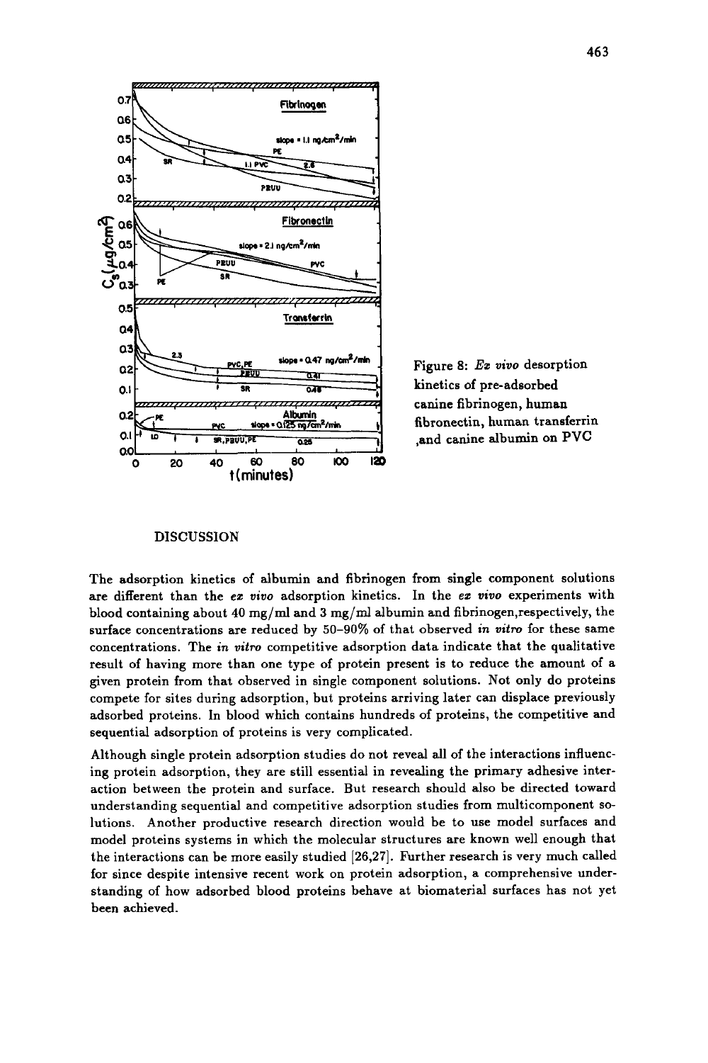Figure 8: *Ex vivo* desorption kinetics of pre-adsorbed canine fibrinogen, human fibronectin, human transferrin ,and canine albumin on PVC

## DISCUSSION

The adsorption kinetics of albumin and fibrinogen from single component solutions are different than the *ex vivo* adsorption kinetics. In the *ex vivo* experiments with blood containing about 40 mg/ml and 3 mg/ml albumin and fibrinogen,respectively, the surface concentrations are reduced by 50–90% of that observed *in vitro* for these same concentrations. The *in vitro* competitive adsorption data indicate that the qualitative result of having more than one type of protein present is to reduce the amount of a given protein from that observed in single component solutions. Not only do proteins compete for sites during adsorption, but proteins arriving later can displace previously adsorbed proteins. In blood which contains hundreds of proteins, the competitive and sequential adsorption of proteins is very complicated.

Although single protein adsorption studies do not reveal all of the interactions influencing protein adsorption, they are still essential in revealing the primary adhesive interaction between the protein and surface. But research should also be directed toward understanding sequential and competitive adsorption studies from multicomponent solutions. Another productive research direction would be to use model surfaces and model proteins systems in which the molecular structures are known well enough that the interactions can be more easily studied [26,27]. Further research is very much called for since despite intensive recent work on protein adsorption, a comprehensive understanding of how adsorbed blood proteins behave at biomaterial surfaces has not yet been achieved.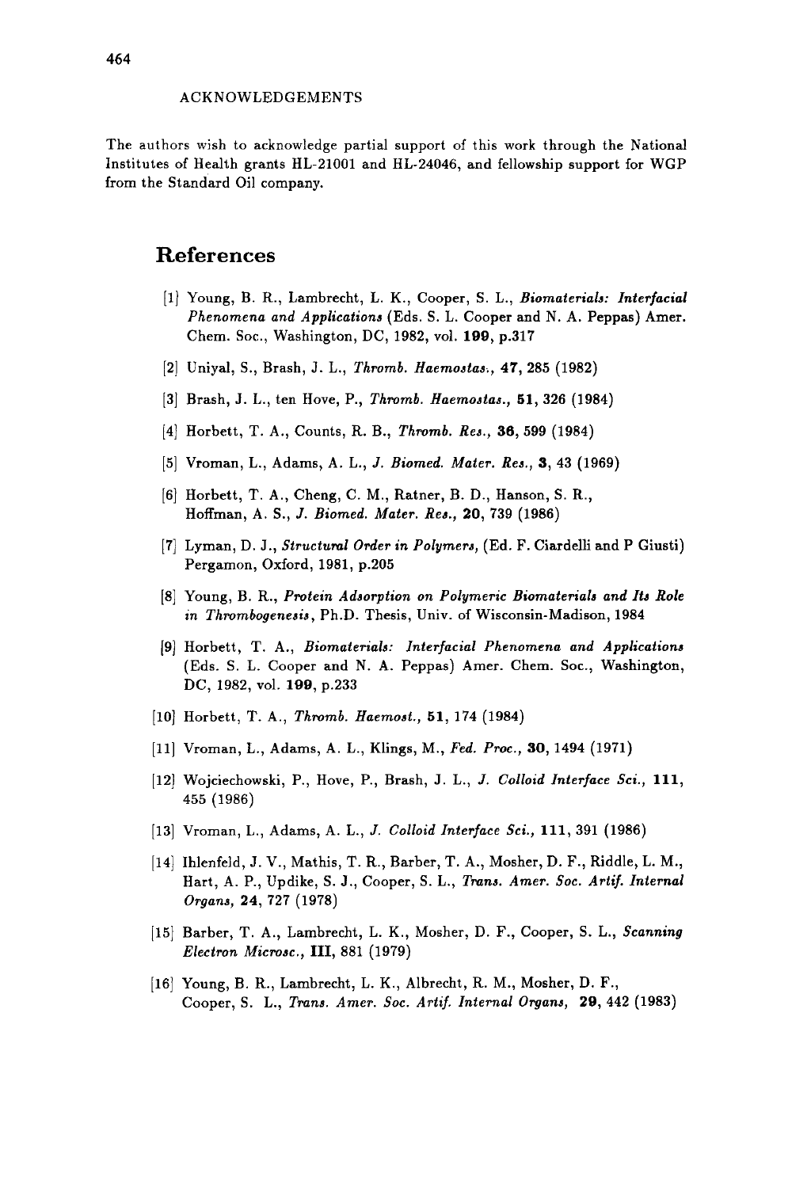ACKNOWLEDGEMENTS

The authors wish to acknowledge partial support of this work through the National Institutes of Health grants HL-21001 and HL-24046, and fellowship support for WGP from the Standard Oil company.

## References

[1] Young, B. R., Lambrecht, L. K., Cooper, S. L., *Biomaterials: Interfacial Phenomena and Applications* (Eds. S. L. Cooper and N. A. Peppas) Amer. Chem. Soc., Washington, DC, 1982, vol. **199**, p.317

[2] Uniyal, S., Brash, J. L., *Thromb. Haemostas.*, **47**, 285 (1982)

[3] Brash, J. L., ten Hove, P., *Thromb. Haemostas.*, **51**, 326 (1984)

[4] Horbett, T. A., Counts, R. B., *Thromb. Res.*, **36**, 599 (1984)

[5] Vroman, L., Adams, A. L., *J. Biomed. Mater. Res.*, **3**, 43 (1969)

[6] Horbett, T. A., Cheng, C. M., Ratner, B. D., Hanson, S. R., Hoffman, A. S., *J. Biomed. Mater. Res.*, **20**, 739 (1986)

[7] Lyman, D. J., *Structural Order in Polymers*, (Ed. F. Ciardelli and P Giusti) Pergamon, Oxford, 1981, p.205

[8] Young, B. R., *Protein Adsorption on Polymeric Biomaterials and Its Role in Thrombogenesis*, Ph.D. Thesis, Univ. of Wisconsin-Madison, 1984

[9] Horbett, T. A., *Biomaterials: Interfacial Phenomena and Applications* (Eds. S. L. Cooper and N. A. Peppas) Amer. Chem. Soc., Washington, DC, 1982, vol. **199**, p.233

[10] Horbett, T. A., *Thromb. Haemost.*, **51**, 174 (1984)

[11] Vroman, L., Adams, A. L., Klings, M., *Fed. Proc.*, **30**, 1494 (1971)

[12] Wojciechowski, P., Hove, P., Brash, J. L., *J. Colloid Interface Sci.*, **111**, 455 (1986)

[13] Vroman, L., Adams, A. L., *J. Colloid Interface Sci.*, **111**, 391 (1986)

[14] Ihlenfeld, J. V., Mathis, T. R., Barber, T. A., Mosher, D. F., Riddle, L. M., Hart, A. P., Updike, S. J., Cooper, S. L., *Trans. Amer. Soc. Artif. Internal Organs*, **24**, 727 (1978)

[15] Barber, T. A., Lambrecht, L. K., Mosher, D. F., Cooper, S. L., *Scanning Electron Microsc.*, **III**, 881 (1979)

[16] Young, B. R., Lambrecht, L. K., Albrecht, R. M., Mosher, D. F., Cooper, S. L., *Trans. Amer. Soc. Artif. Internal Organs*, **29**, 442 (1983)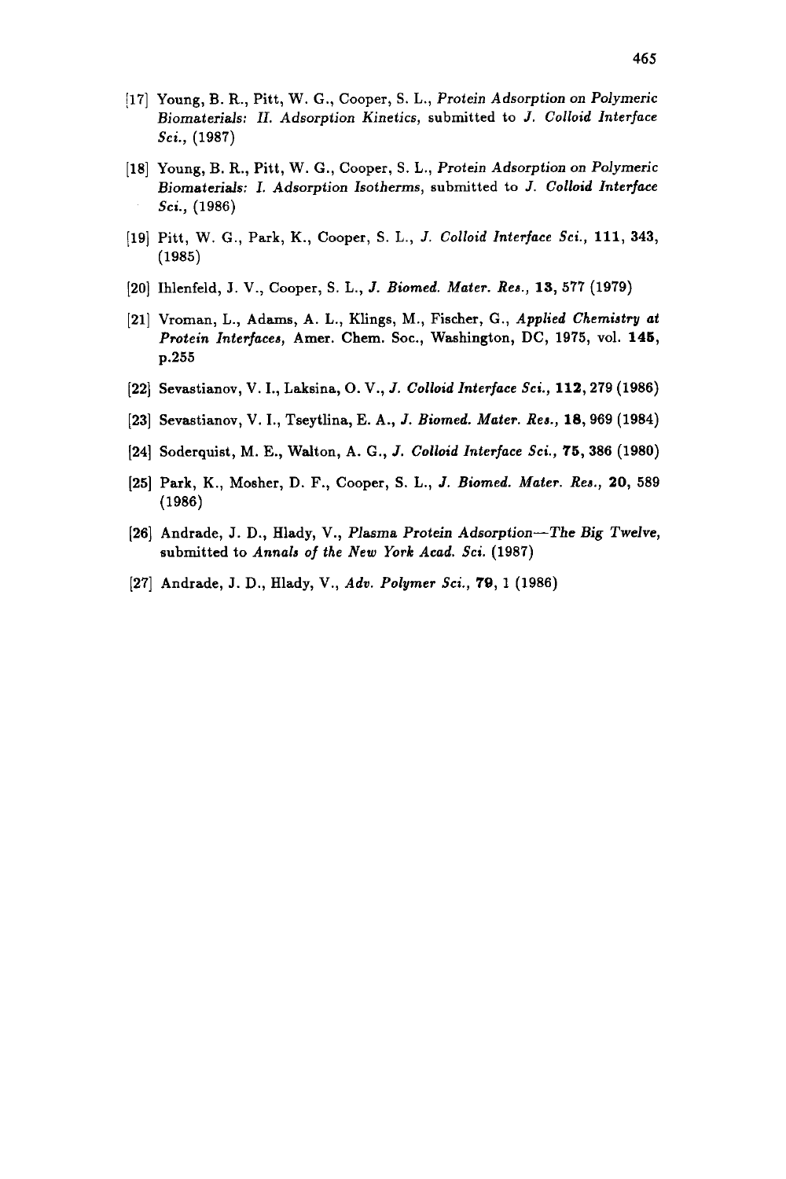[17] Young, B. R., Pitt, W. G., Cooper, S. L., *Protein Adsorption on Polymeric Biomaterials: II. Adsorption Kinetics*, submitted to *J. Colloid Interface Sci.*, (1987)

[18] Young, B. R., Pitt, W. G., Cooper, S. L., *Protein Adsorption on Polymeric Biomaterials: I. Adsorption Isotherms*, submitted to *J. Colloid Interface Sci.*, (1986)

[19] Pitt, W. G., Park, K., Cooper, S. L., *J. Colloid Interface Sci.*, **111**, 343, (1985)

[20] Ihlenfeld, J. V., Cooper, S. L., *J. Biomed. Mater. Res.*, **13**, 577 (1979)

[21] Vroman, L., Adams, A. L., Klings, M., Fischer, G., *Applied Chemistry at Protein Interfaces*, Amer. Chem. Soc., Washington, DC, 1975, vol. **145**, p.255

[22] Sevastianov, V. I., Laksina, O. V., *J. Colloid Interface Sci.*, **112**, 279 (1986)

[23] Sevastianov, V. I., Tseytlina, E. A., *J. Biomed. Mater. Res.*, **18**, 969 (1984)

[24] Soderquist, M. E., Walton, A. G., *J. Colloid Interface Sci.*, **75**, 386 (1980)

[25] Park, K., Mosher, D. F., Cooper, S. L., *J. Biomed. Mater. Res.*, **20**, 589 (1986)

[26] Andrade, J. D., Hlady, V., *Plasma Protein Adsorption—The Big Twelve*, submitted to *Annals of the New York Acad. Sci.* (1987)

[27] Andrade, J. D., Hlady, V., *Adv. Polymer Sci.*, **79**, 1 (1986)